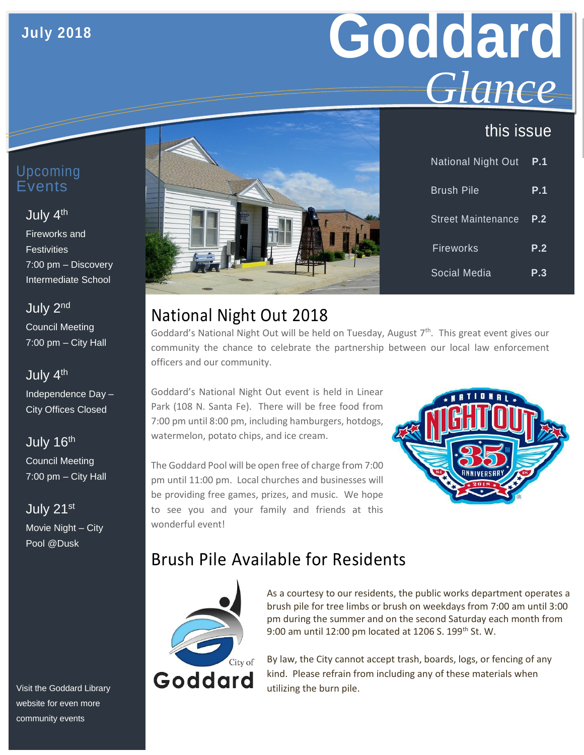July 2018

# Goddard *Glance*

## this issue

| | |
|---|---|
| National Night Out | P.1 |
| Brush Pile | P.1 |
| Street Maintenance | P.2 |
| Fireworks | P.2 |
| Social Media | P.3 |

## Upcoming Events

**July 4th**
Fireworks and Festivities
7:00 pm – Discovery Intermediate School

**July 2nd**
Council Meeting
7:00 pm – City Hall

**July 4th**
Independence Day – City Offices Closed

**July 16th**
Council Meeting
7:00 pm – City Hall

**July 21st**
Movie Night – City Pool @Dusk

Visit the Goddard Library website for even more community events

## National Night Out 2018

Goddard's National Night Out will be held on Tuesday, August 7th. This great event gives our community the chance to celebrate the partnership between our local law enforcement officers and our community.

Goddard's National Night Out event is held in Linear Park (108 N. Santa Fe). There will be free food from 7:00 pm until 8:00 pm, including hamburgers, hotdogs, watermelon, potato chips, and ice cream.

The Goddard Pool will be open free of charge from 7:00 pm until 11:00 pm. Local churches and businesses will be providing free games, prizes, and music. We hope to see you and your family and friends at this wonderful event!

## Brush Pile Available for Residents

As a courtesy to our residents, the public works department operates a brush pile for tree limbs or brush on weekdays from 7:00 am until 3:00 pm during the summer and on the second Saturday each month from 9:00 am until 12:00 pm located at 1206 S. 199th St. W.

By law, the City cannot accept trash, boards, logs, or fencing of any kind. Please refrain from including any of these materials when utilizing the burn pile.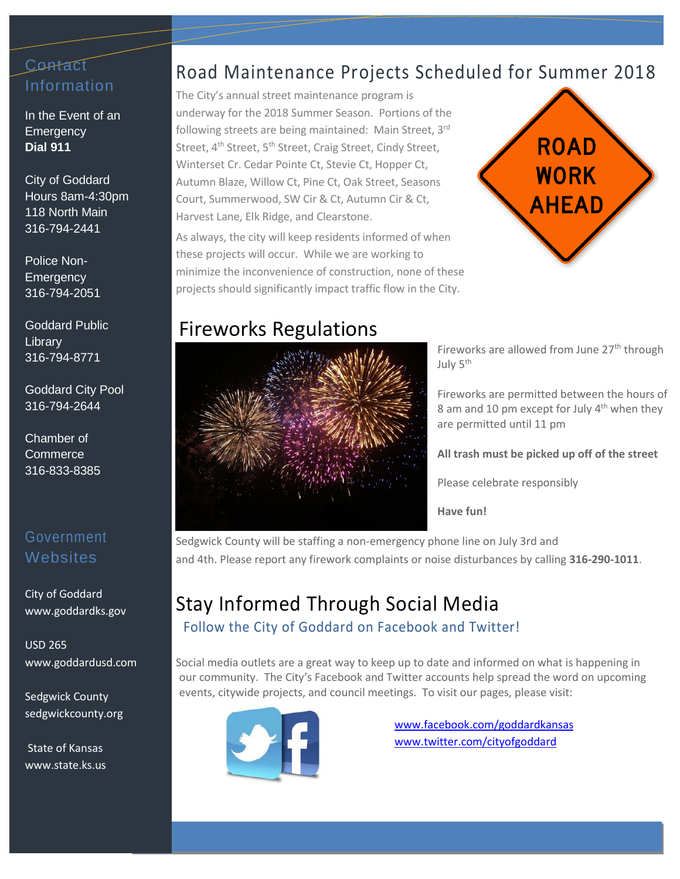## Contact Information

In the Event of an Emergency
**Dial 911**

City of Goddard
Hours 8am-4:30pm
118 North Main
316-794-2441

Police Non-Emergency
316-794-2051

Goddard Public Library
316-794-8771

Goddard City Pool
316-794-2644

Chamber of Commerce
316-833-8385

## Government Websites

City of Goddard
www.goddardks.gov

USD 265
www.goddardusd.com

Sedgwick County
sedgwickcounty.org

State of Kansas
www.state.ks.us

# Road Maintenance Projects Scheduled for Summer 2018

The City's annual street maintenance program is underway for the 2018 Summer Season. Portions of the following streets are being maintained: Main Street, 3rd Street, 4th Street, 5th Street, Craig Street, Cindy Street, Winterset Cr. Cedar Pointe Ct, Stevie Ct, Hopper Ct, Autumn Blaze, Willow Ct, Pine Ct, Oak Street, Seasons Court, Summerwood, SW Cir & Ct, Autumn Cir & Ct, Harvest Lane, Elk Ridge, and Clearstone.

As always, the city will keep residents informed of when these projects will occur. While we are working to minimize the inconvenience of construction, none of these projects should significantly impact traffic flow in the City.

ROAD WORK AHEAD

# Fireworks Regulations

Fireworks are allowed from June 27th through July 5th

Fireworks are permitted between the hours of 8 am and 10 pm except for July 4th when they are permitted until 11 pm

**All trash must be picked up off of the street**

Please celebrate responsibly

**Have fun!**

Sedgwick County will be staffing a non-emergency phone line on July 3rd and and 4th. Please report any firework complaints or noise disturbances by calling **316-290-1011**.

# Stay Informed Through Social Media

### Follow the City of Goddard on Facebook and Twitter!

Social media outlets are a great way to keep up to date and informed on what is happening in our community. The City's Facebook and Twitter accounts help spread the word on upcoming events, citywide projects, and council meetings. To visit our pages, please visit:

www.facebook.com/goddardkansas
www.twitter.com/cityofgoddard